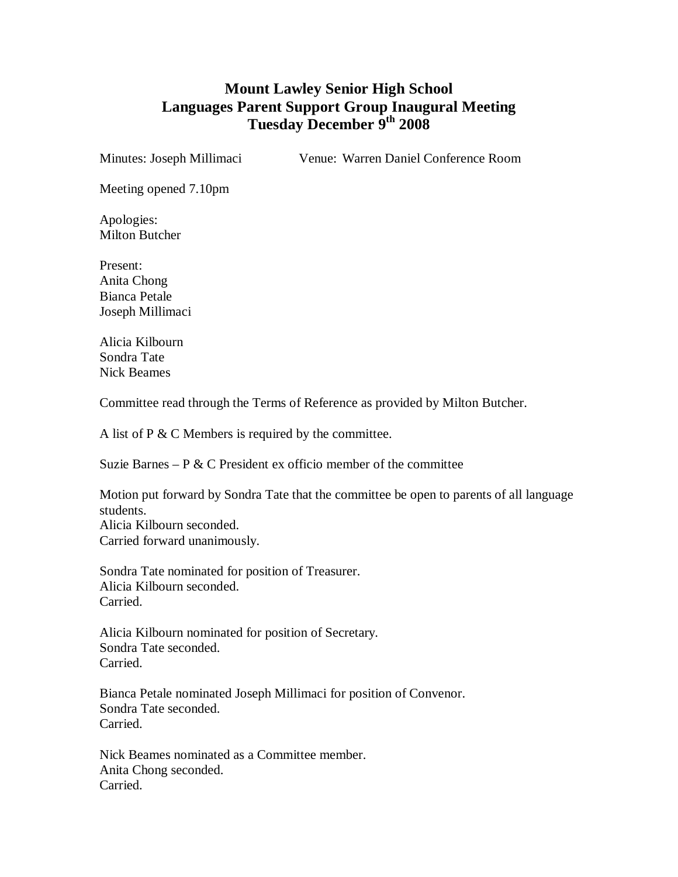# Mount Lawley Senior High School
## Languages Parent Support Group Inaugural Meeting
## Tuesday December 9th 2008

Minutes: Joseph Millimaci          Venue: Warren Daniel Conference Room

Meeting opened 7.10pm

Apologies:
Milton Butcher

Present:
Anita Chong
Bianca Petale
Joseph Millimaci

Alicia Kilbourn
Sondra Tate
Nick Beames

Committee read through the Terms of Reference as provided by Milton Butcher.

A list of P & C Members is required by the committee.

Suzie Barnes – P & C President ex officio member of the committee

Motion put forward by Sondra Tate that the committee be open to parents of all language students.
Alicia Kilbourn seconded.
Carried forward unanimously.

Sondra Tate nominated for position of Treasurer.
Alicia Kilbourn seconded.
Carried.

Alicia Kilbourn nominated for position of Secretary.
Sondra Tate seconded.
Carried.

Bianca Petale nominated Joseph Millimaci for position of Convenor.
Sondra Tate seconded.
Carried.

Nick Beames nominated as a Committee member.
Anita Chong seconded.
Carried.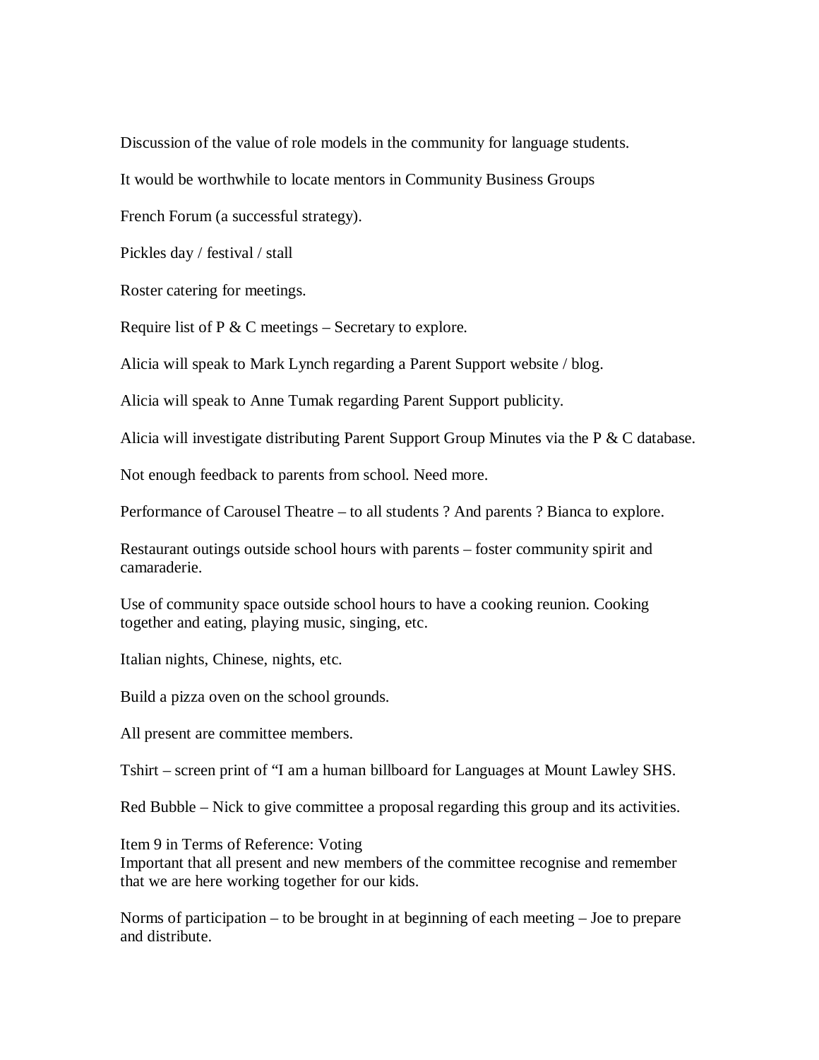Discussion of the value of role models in the community for language students.

It would be worthwhile to locate mentors in Community Business Groups

French Forum (a successful strategy).

Pickles day / festival / stall

Roster catering for meetings.

Require list of P & C meetings – Secretary to explore.

Alicia will speak to Mark Lynch regarding a Parent Support website / blog.

Alicia will speak to Anne Tumak regarding Parent Support publicity.

Alicia will investigate distributing Parent Support Group Minutes via the P & C database.

Not enough feedback to parents from school. Need more.

Performance of Carousel Theatre – to all students ? And parents ? Bianca to explore.

Restaurant outings outside school hours with parents – foster community spirit and camaraderie.

Use of community space outside school hours to have a cooking reunion. Cooking together and eating, playing music, singing, etc.

Italian nights, Chinese, nights, etc.

Build a pizza oven on the school grounds.

All present are committee members.

Tshirt – screen print of "I am a human billboard for Languages at Mount Lawley SHS.

Red Bubble – Nick to give committee a proposal regarding this group and its activities.

Item 9 in Terms of Reference: Voting
Important that all present and new members of the committee recognise and remember that we are here working together for our kids.

Norms of participation – to be brought in at beginning of each meeting – Joe to prepare and distribute.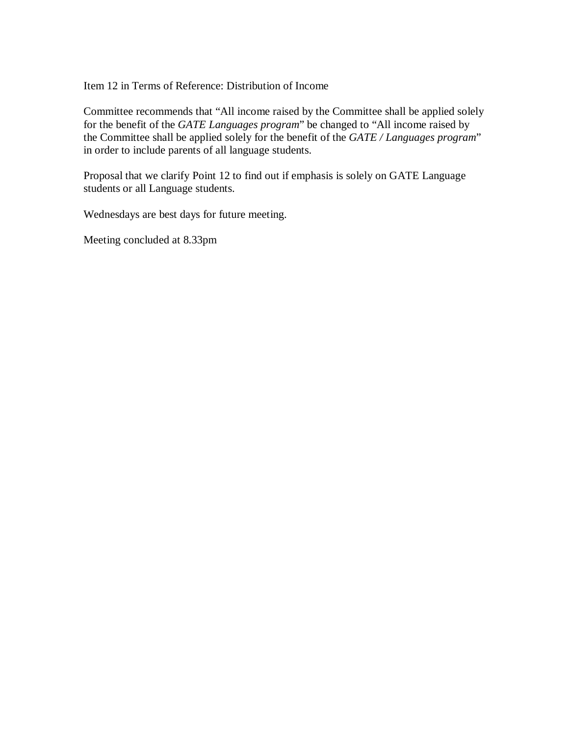Item 12 in Terms of Reference: Distribution of Income

Committee recommends that "All income raised by the Committee shall be applied solely for the benefit of the *GATE Languages program*" be changed to "All income raised by the Committee shall be applied solely for the benefit of the *GATE / Languages program*" in order to include parents of all language students.

Proposal that we clarify Point 12 to find out if emphasis is solely on GATE Language students or all Language students.

Wednesdays are best days for future meeting.

Meeting concluded at 8.33pm